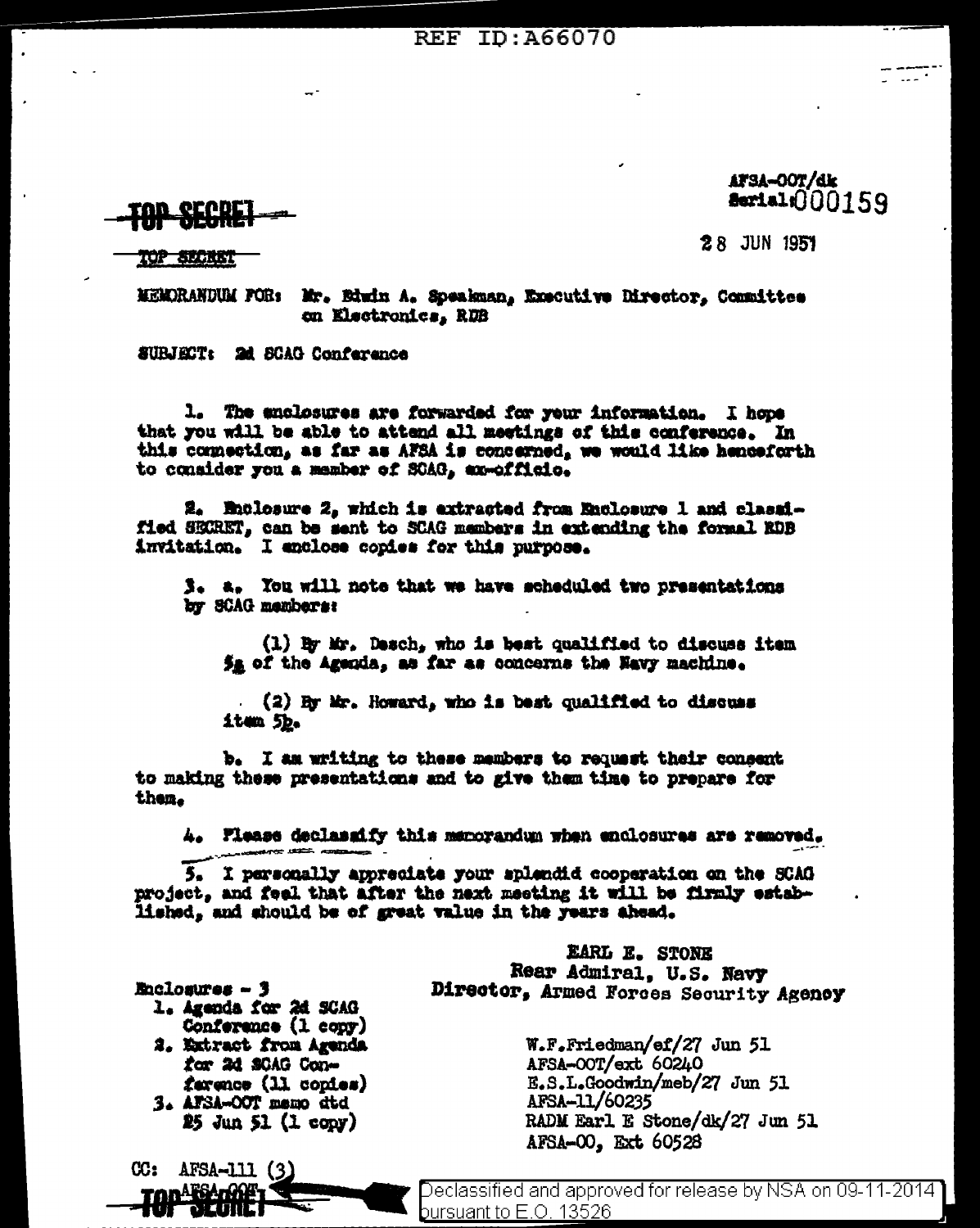REF ID:A66070

**TOP SECRET**

TOP SECRET

AFSA-OOT/dk
Serial: 000159

28 JUN 1951

MEMORANDUM FOR: Mr. Edwin A. Speakman, Executive Director, Committee on Electronics, RDB

SUBJECT: 2d SCAG Conference

1. The enclosures are forwarded for your information. I hope that you will be able to attend all meetings of this conference. In this connection, as far as AFSA is concerned, we would like henceforth to consider you a member of SCAG, ex-officio.

2. Enclosure 2, which is extracted from Enclosure 1 and classified SECRET, can be sent to SCAG members in extending the formal RDB invitation. I enclose copies for this purpose.

3. a. You will note that we have scheduled two presentations by SCAG members:

(1) By Mr. Desch, who is best qualified to discuss item 5a of the Agenda, as far as concerns the Navy machine.

(2) By Mr. Howard, who is best qualified to discuss item 5b.

b. I am writing to these members to request their consent to making these presentations and to give them time to prepare for them.

4. Please declassify this memorandum when enclosures are removed.

5. I personally appreciate your splendid cooperation on the SCAG project, and feel that after the next meeting it will be firmly established, and should be of great value in the years ahead.

EARL E. STONE
Rear Admiral, U.S. Navy
Director, Armed Forces Security Agency

Enclosures - 3
1. Agenda for 2d SCAG Conference (1 copy)
2. Extract from Agenda for 2d SCAG Conference (11 copies)
3. AFSA-OOT memo dtd 25 Jun 51 (1 copy)

W.F.Friedman/ef/27 Jun 51
AFSA-OOT/ext 60240
E.S.L.Goodwin/meb/27 Jun 51
AFSA-11/60235
RADM Earl E Stone/dk/27 Jun 51
AFSA-00, Ext 60528

CC: AFSA-111 (3)
AFSA-OOT

**TOP SECRET**

Declassified and approved for release by NSA on 09-11-2014 pursuant to E.O. 13526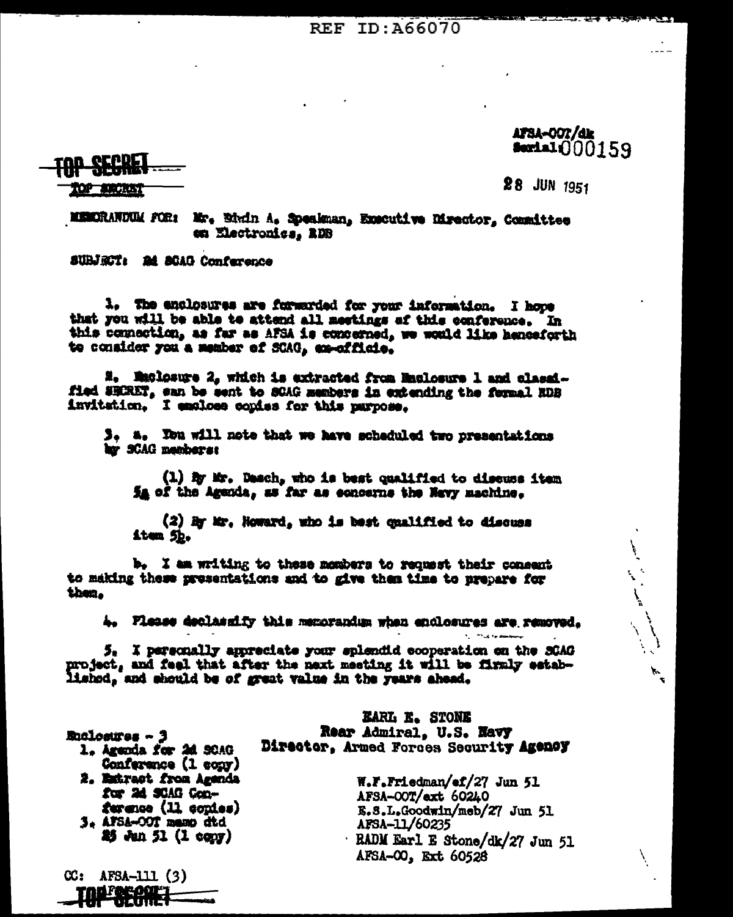REF ID:A66070

AFSA-OOT/dk
Serial: 000159

**TOP SECRET**

28 JUN 1951

MEMORANDUM FOR: Mr. Edwin A. Speakman, Executive Director, Committee on Electronics, RDB

SUBJECT: 2d SCAG Conference

1. The enclosures are forwarded for your information. I hope that you will be able to attend all meetings of this conference. In this connection, as far as AFSA is concerned, we would like henceforth to consider you a member of SCAG, ex-officio.

2. Enclosure 2, which is extracted from Enclosure 1 and classified SECRET, can be sent to SCAG members in extending the formal RDB invitation. I enclose copies for this purpose.

3. a. You will note that we have scheduled two presentations by SCAG members:

(1) By Mr. Desch, who is best qualified to discuss item 5a of the Agenda, as far as concerns the Navy machine.

(2) By Mr. Howard, who is best qualified to discuss item 5b.

b. I am writing to these members to request their consent to making these presentations and to give them time to prepare for them.

4. Please declassify this memorandum when enclosures are removed.

5. I personally appreciate your splendid cooperation on the SCAG project, and feel that after the next meeting it will be firmly established, and should be of great value in the years ahead.

EARL E. STONE
Rear Admiral, U.S. Navy
Director, Armed Forces Security Agency

Enclosures - 3
1. Agenda for 2d SCAG Conference (1 copy)
2. Extract from Agenda for 2d SCAG Conference (11 copies)
3. AFSA-OOT memo dtd 25 Jun 51 (1 copy)

W.F.Friedman/ef/27 Jun 51
AFSA-OOT/ext 60240
E.S.L.Goodwin/meb/27 Jun 51
AFSA-11/60235
RADM Earl E Stone/dk/27 Jun 51
AFSA-00, Ext 60528

CC: AFSA-111 (3)

**TOP SECRET**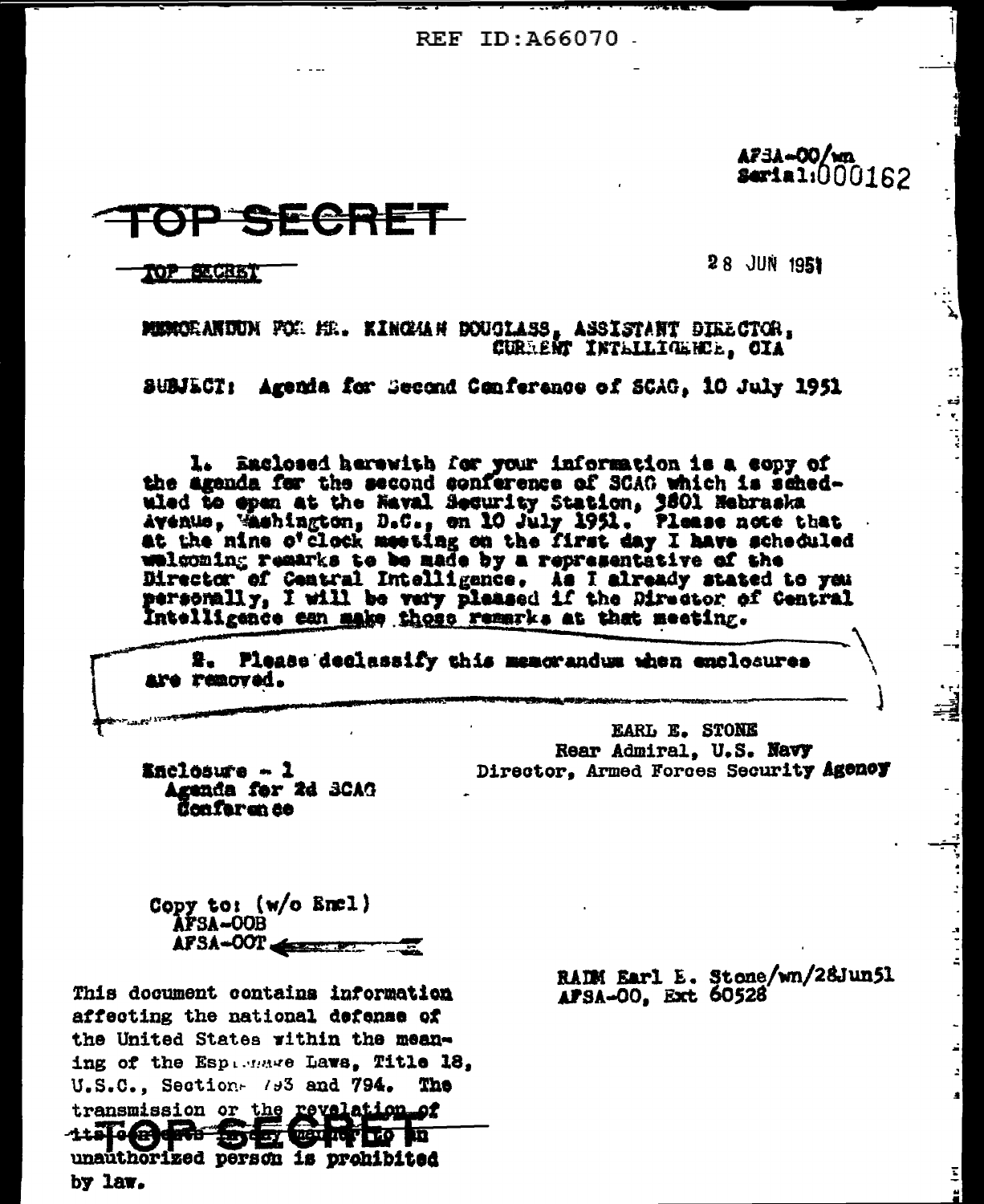REF ID:A66070

AFSA-00/wn
Serial:000162

**TOP SECRET**

TOP SECRET

28 JUN 1951

MEMORANDUM FOR MR. KINGMAN DOUGLASS, ASSISTANT DIRECTOR, CURRENT INTELLIGENCE, CIA

SUBJECT: Agenda for Second Conference of SCAG, 10 July 1951

1. Enclosed herewith for your information is a copy of the agenda for the second conference of SCAG which is scheduled to open at the Naval Security Station, 3801 Nebraska Avenue, Washington, D.C., on 10 July 1951. Please note that at the nine o'clock meeting on the first day I have scheduled welcoming remarks to be made by a representative of the Director of Central Intelligence. As I already stated to you personally, I will be very pleased if the Director of Central Intelligence can make those remarks at that meeting.

2. Please declassify this memorandum when enclosures are removed.

EARL E. STONE
Rear Admiral, U.S. Navy
Director, Armed Forces Security Agency

Enclosure - 1
Agenda for 2d SCAG Conference

Copy to: (w/o Encl)
AFSA-00B
AFSA-00T

RADM Earl E. Stone/wn/28Jun51
AFSA-00, Ext 60528

This document contains information affecting the national defense of the United States within the meaning of the Espionage Laws, Title 18, U.S.C., Sections 793 and 794. The transmission or the revelation of its contents in any manner to an unauthorized person is prohibited by law.

**TOP SECRET**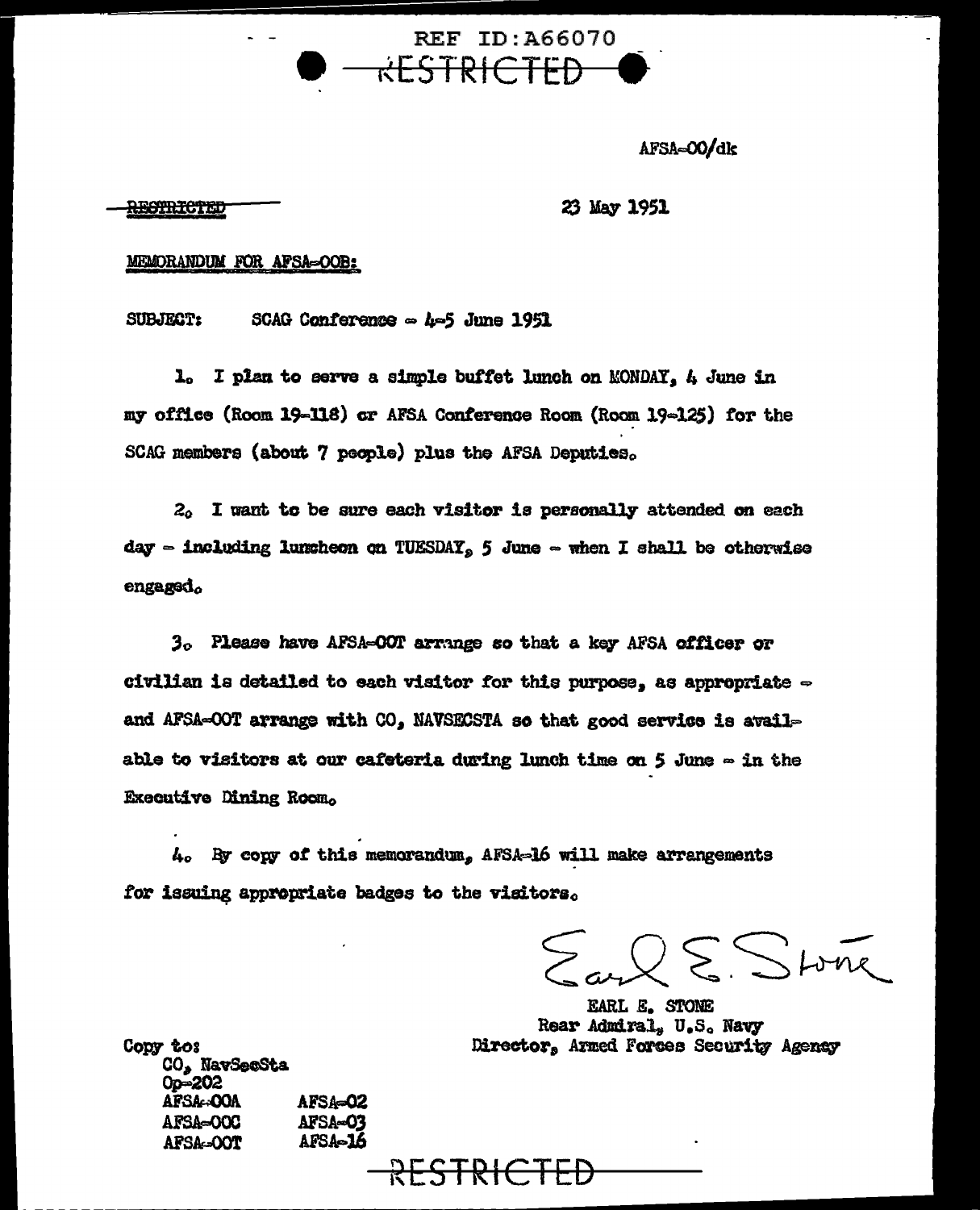REF ID:A66070

RESTRICTED

AFSA-00/dk

RESTRICTED

23 May 1951

MEMORANDUM FOR AFSA-OOB:

SUBJECT: SCAG Conference - 4-5 June 1951

1. I plan to serve a simple buffet lunch on MONDAY, 4 June in my office (Room 19-118) or AFSA Conference Room (Room 19-125) for the SCAG members (about 7 people) plus the AFSA Deputies.

2. I want to be sure each visitor is personally attended on each day - including luncheon on TUESDAY, 5 June - when I shall be otherwise engaged.

3. Please have AFSA-OOT arrange so that a key AFSA officer or civilian is detailed to each visitor for this purpose, as appropriate - and AFSA-OOT arrange with CO, NAVSECSTA so that good service is available to visitors at our cafeteria during lunch time on 5 June - in the Executive Dining Room.

4. By copy of this memorandum, AFSA-16 will make arrangements for issuing appropriate badges to the visitors.

Earl E. Stone

EARL E. STONE
Rear Admiral, U.S. Navy
Director, Armed Forces Security Agency

Copy to:
CO, NavSecSta
Op-202
AFSA-OOA
AFSA-OOC
AFSA-OOT
AFSA-02
AFSA-03
AFSA-16

RESTRICTED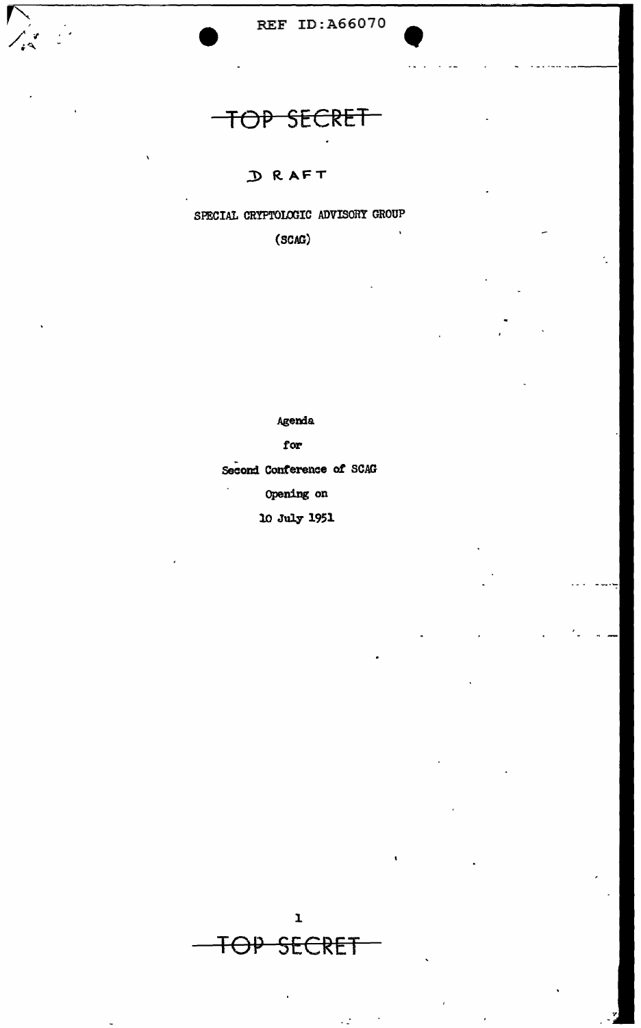REF ID:A66070

# TOP SECRET

DRAFT

SPECIAL CRYPTOLOGIC ADVISORY GROUP

(SCAG)

Agenda

for

Second Conference of SCAG

Opening on

10 July 1951

TOP SECRET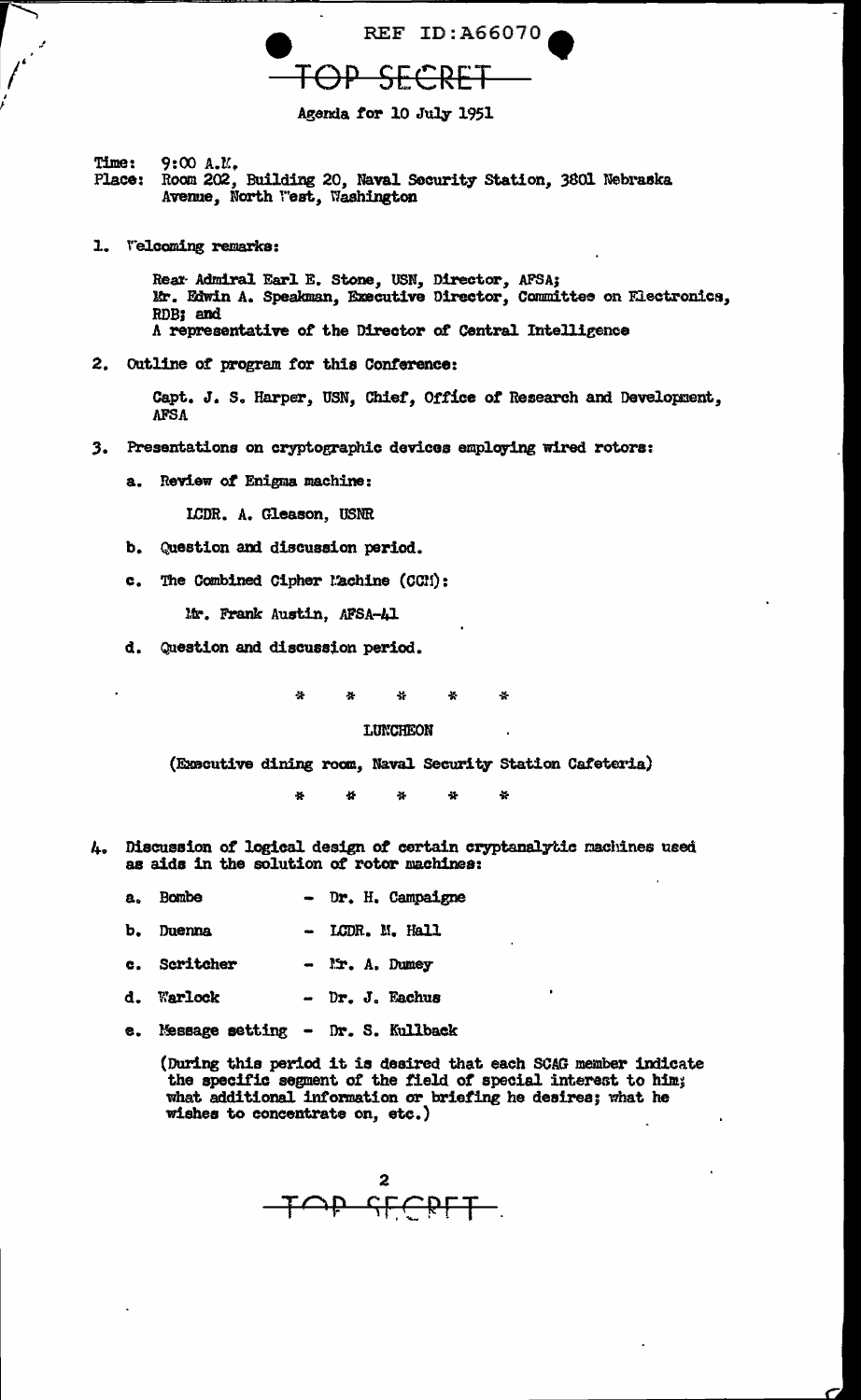REF ID:A66070

TOP SECRET

Agenda for 10 July 1951

Time: 9:00 A.M.
Place: Room 202, Building 20, Naval Security Station, 3801 Nebraska Avenue, North West, Washington

1. Welcoming remarks:

   Rear Admiral Earl E. Stone, USN, Director, AFSA;
   Mr. Edwin A. Speakman, Executive Director, Committee on Electronics, RDB; and
   A representative of the Director of Central Intelligence

2. Outline of program for this Conference:

   Capt. J. S. Harper, USN, Chief, Office of Research and Development, AFSA

3. Presentations on cryptographic devices employing wired rotors:

   a. Review of Enigma machine:

      LCDR. A. Gleason, USNR

   b. Question and discussion period.

   c. The Combined Cipher Machine (CCM):

      Mr. Frank Austin, AFSA-41

   d. Question and discussion period.

\* \* \* \* \*

LUNCHEON

(Executive dining room, Naval Security Station Cafeteria)

\* \* \* \* \*

4. Discussion of logical design of certain cryptanalytic machines used as aids in the solution of rotor machines:

   a. Bombe - Dr. H. Campaigne

   b. Duenna - LCDR. M. Hall

   c. Scritcher - Mr. A. Dumey

   d. Warlock - Dr. J. Eachus

   e. Message setting - Dr. S. Kullback

   (During this period it is desired that each SCAG member indicate the specific segment of the field of special interest to him; what additional information or briefing he desires; what he wishes to concentrate on, etc.)

TOP SECRET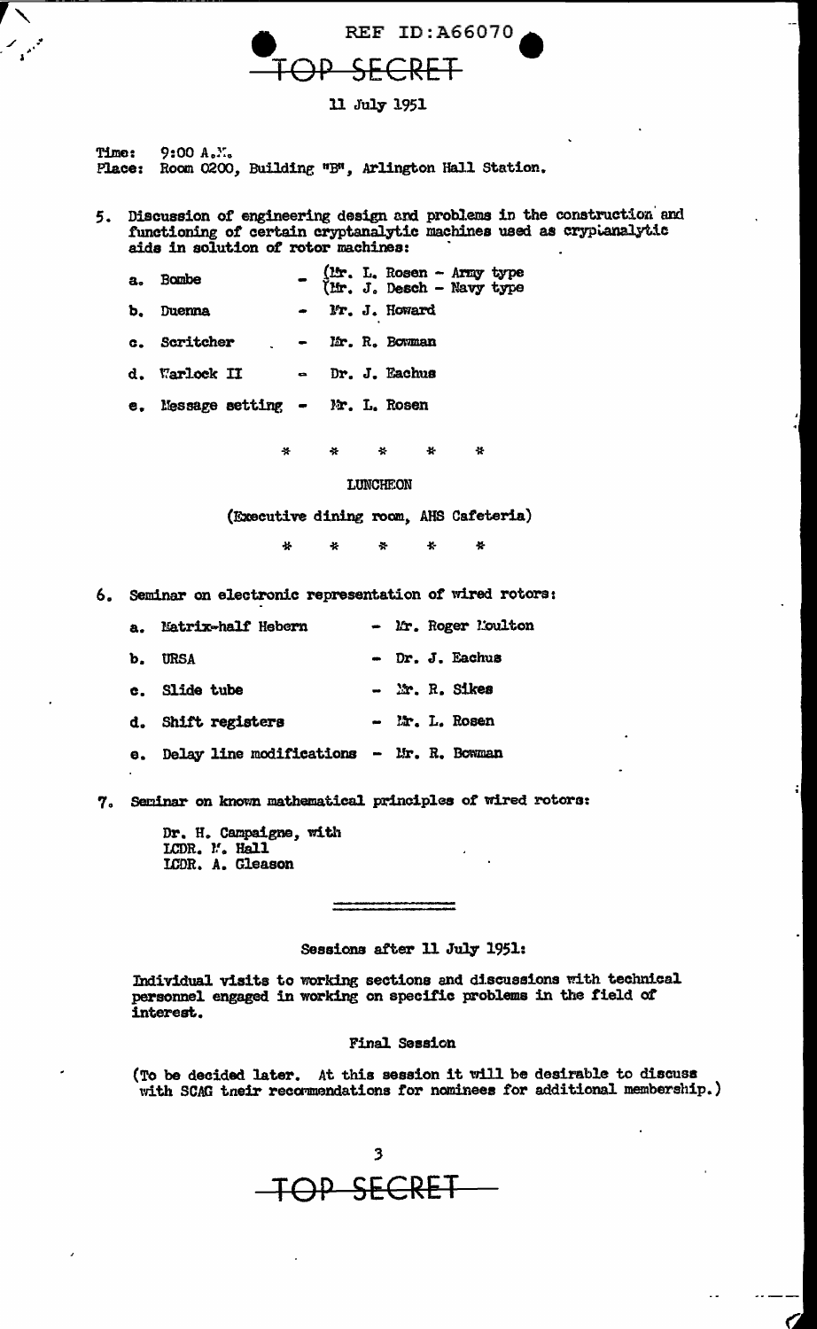REF ID:A66070

TOP SECRET

11 July 1951

Time: 9:00 A.M.
Place: Room 0200, Building "B", Arlington Hall Station.

5. Discussion of engineering design and problems in the construction and functioning of certain cryptanalytic machines used as cryptanalytic aids in solution of rotor machines:

   a. Bombe - (Mr. L. Rosen - Army type / Mr. J. Desch - Navy type)

   b. Duenna - Mr. J. Howard

   c. Scritcher - Mr. R. Bowman

   d. Warlock II - Dr. J. Eachus

   e. Message setting - Mr. L. Rosen

\* \* \* \* \*

LUNCHEON

(Executive dining room, AHS Cafeteria)

\* \* \* \* \*

6. Seminar on electronic representation of wired rotors:

   a. Matrix-half Hebern - Mr. Roger Moulton

   b. URSA - Dr. J. Eachus

   c. Slide tube - Mr. R. Sikes

   d. Shift registers - Mr. L. Rosen

   e. Delay line modifications - Mr. R. Bowman

7. Seminar on known mathematical principles of wired rotors:

   Dr. H. Campaigne, with
   LCDR. M. Hall
   LCDR. A. Gleason

---

Sessions after 11 July 1951:

Individual visits to working sections and discussions with technical personnel engaged in working on specific problems in the field of interest.

Final Session

(To be decided later. At this session it will be desirable to discuss with SCAG their recommendations for nominees for additional membership.)

TOP SECRET